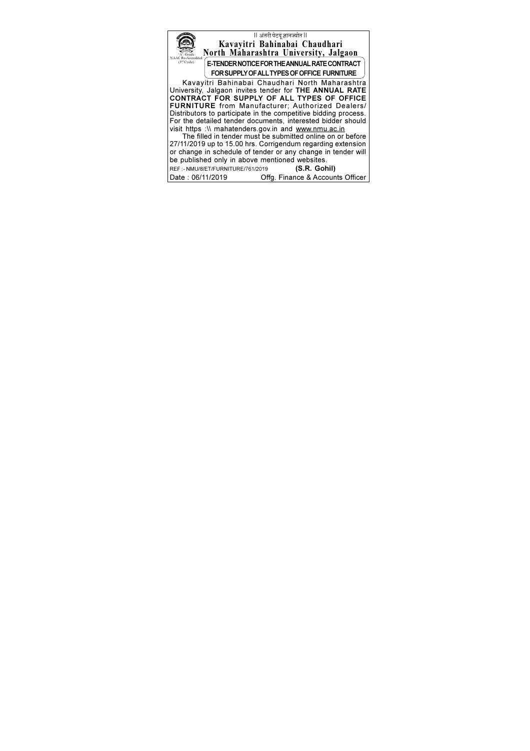|| अंतरी पेटवू ज्ञानज्योत ||

'A' Grade NAAC Re-Accredited (3rd Cycle)

# Kavayitri Bahinabai Chaudhari North Maharashtra University, Jalgaon

## E-TENDER NOTICE FOR THE ANNUAL RATE CONTRACT FOR SUPPLY OF ALL TYPES OF OFFICE FURNITURE

Kavayitri Bahinabai Chaudhari North Maharashtra University, Jalgaon invites tender for **THE ANNUAL RATE CONTRACT FOR SUPPLY OF ALL TYPES OF OFFICE FURNITURE** from Manufacturer; Authorized Dealers/ Distributors to participate in the competitive bidding process. For the detailed tender documents, interested bidder should visit https :\\ mahatenders.gov.in and www.nmu.ac.in

The filled in tender must be submitted online on or before 27/11/2019 up to 15.00 hrs. Corrigendum regarding extension or change in schedule of tender or any change in tender will be published only in above mentioned websites.

REF :- NMU/8/ET/FURNITURE/761/2019

Date : 06/11/2019

**(S.R. Gohil)**

Offg. Finance & Accounts Officer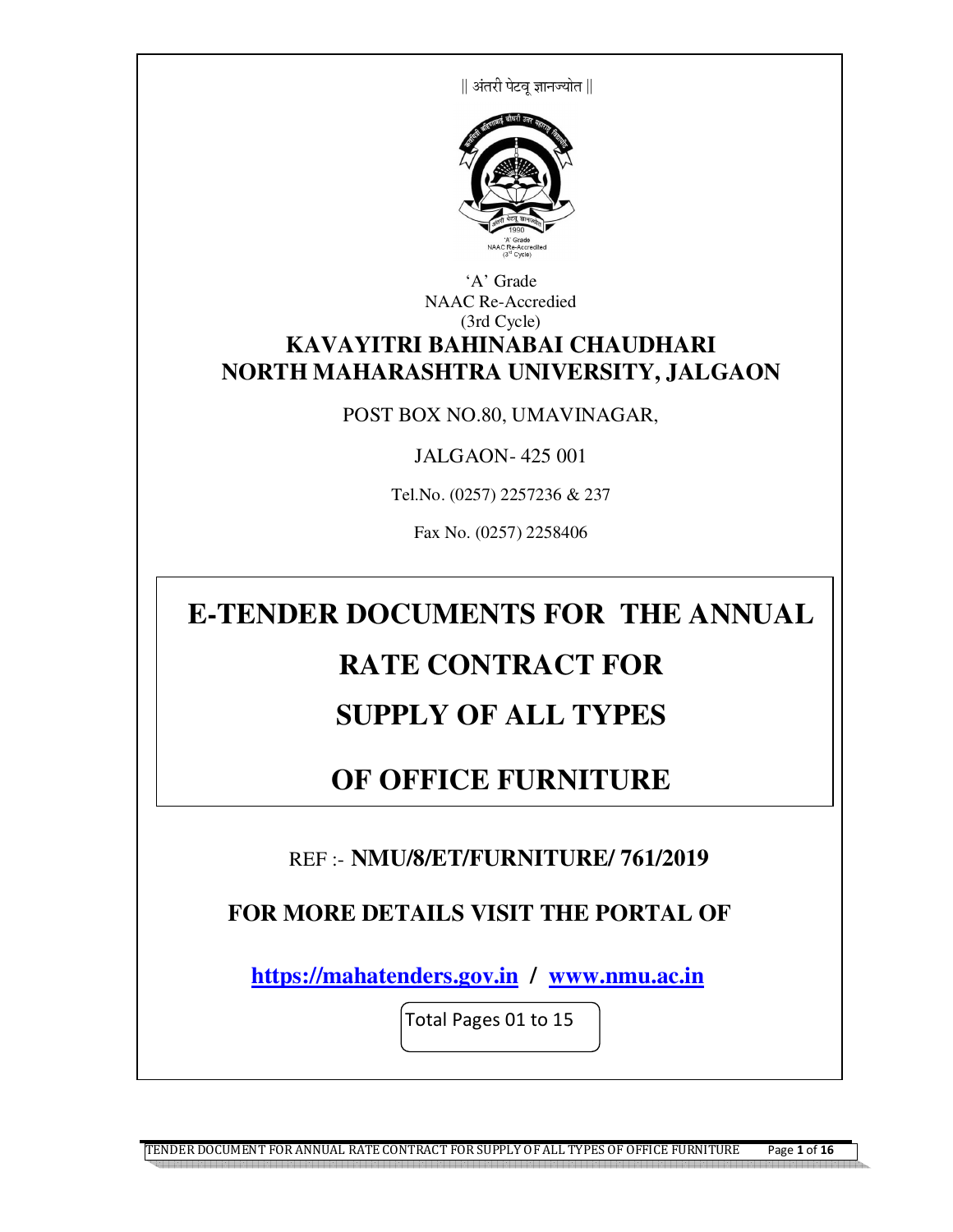|| अंतरी पेटवू ज्ञानज्योत ||

'A' Grade
NAAC Re-Accredied
(3rd Cycle)

# KAVAYITRI BAHINABAI CHAUDHARI NORTH MAHARASHTRA UNIVERSITY, JALGAON

POST BOX NO.80, UMAVINAGAR,

JALGAON- 425 001

Tel.No. (0257) 2257236 & 237

Fax No. (0257) 2258406

# E-TENDER DOCUMENTS FOR THE ANNUAL RATE CONTRACT FOR SUPPLY OF ALL TYPES OF OFFICE FURNITURE

REF :- **NMU/8/ET/FURNITURE/ 761/2019**

**FOR MORE DETAILS VISIT THE PORTAL OF**

**https://mahatenders.gov.in / www.nmu.ac.in**

Total Pages 01 to 15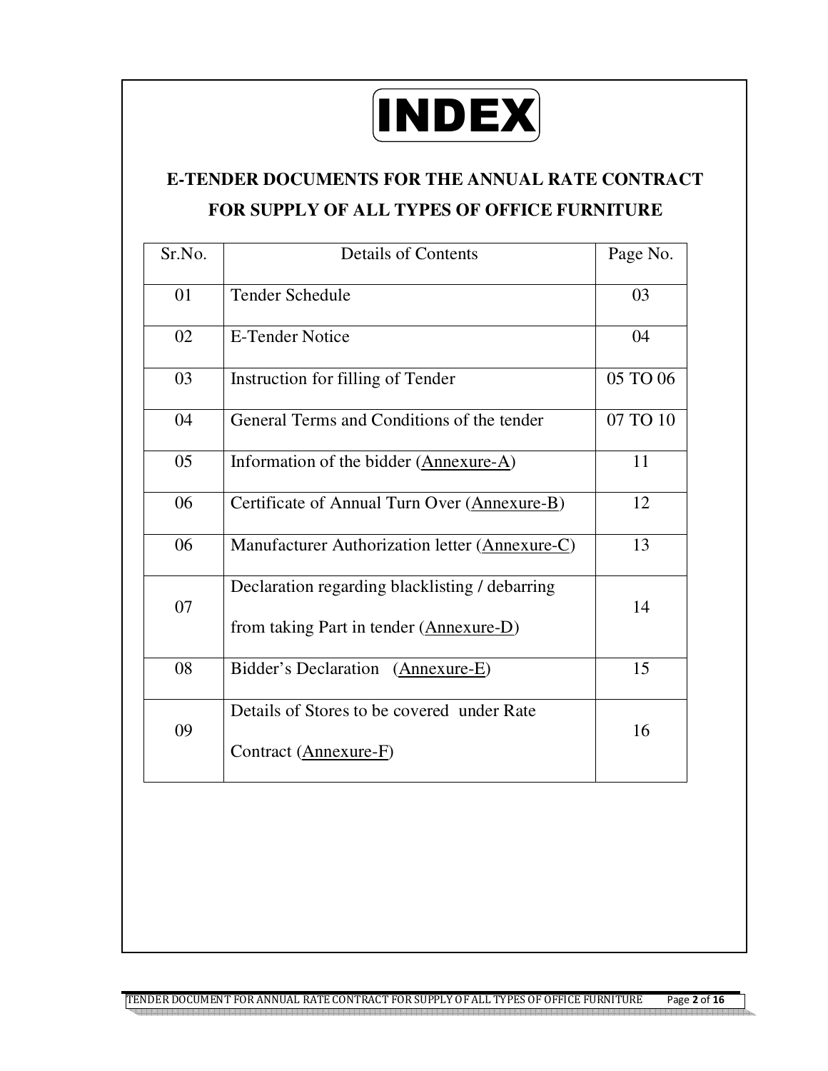# INDEX

## E-TENDER DOCUMENTS FOR THE ANNUAL RATE CONTRACT FOR SUPPLY OF ALL TYPES OF OFFICE FURNITURE

| Sr.No. | Details of Contents | Page No. |
|---|---|---|
| 01 | Tender Schedule | 03 |
| 02 | E-Tender Notice | 04 |
| 03 | Instruction for filling of Tender | 05 TO 06 |
| 04 | General Terms and Conditions of the tender | 07 TO 10 |
| 05 | Information of the bidder (Annexure-A) | 11 |
| 06 | Certificate of Annual Turn Over (Annexure-B) | 12 |
| 06 | Manufacturer Authorization letter (Annexure-C) | 13 |
| 07 | Declaration regarding blacklisting / debarring from taking Part in tender (Annexure-D) | 14 |
| 08 | Bidder's Declaration (Annexure-E) | 15 |
| 09 | Details of Stores to be covered under Rate Contract (Annexure-F) | 16 |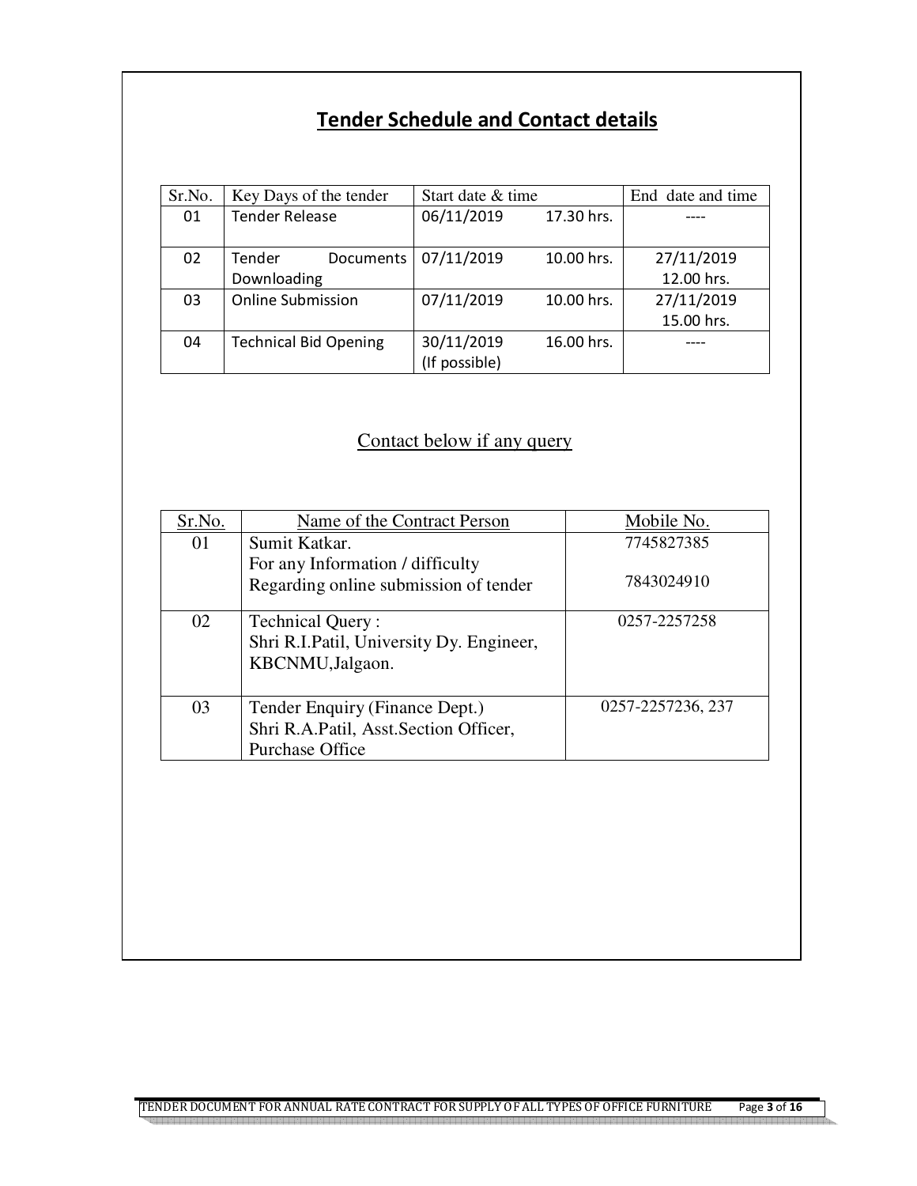# Tender Schedule and Contact details

| Sr.No. | Key Days of the tender | Start date & time | End date and time |
|---|---|---|---|
| 01 | Tender Release | 06/11/2019 17.30 hrs. | ---- |
| 02 | Tender Documents Downloading | 07/11/2019 10.00 hrs. | 27/11/2019 12.00 hrs. |
| 03 | Online Submission | 07/11/2019 10.00 hrs. | 27/11/2019 15.00 hrs. |
| 04 | Technical Bid Opening | 30/11/2019 16.00 hrs. (If possible) | ---- |

## Contact below if any query

| Sr.No. | Name of the Contract Person | Mobile No. |
|---|---|---|
| 01 | Sumit Katkar. For any Information / difficulty Regarding online submission of tender | 7745827385 7843024910 |
| 02 | Technical Query : Shri R.I.Patil, University Dy. Engineer, KBCNMU,Jalgaon. | 0257-2257258 |
| 03 | Tender Enquiry (Finance Dept.) Shri R.A.Patil, Asst.Section Officer, Purchase Office | 0257-2257236, 237 |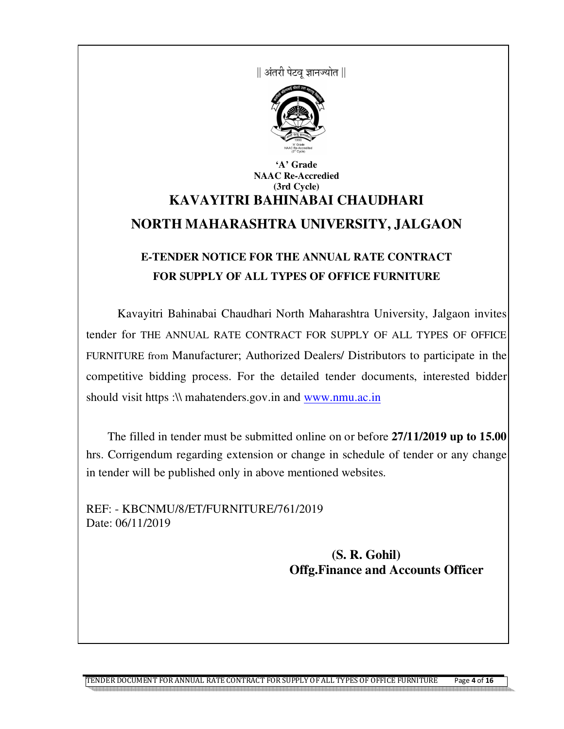|| अंतरी पेटवू ज्ञानज्योत ||

**'A' Grade**
**NAAC Re-Accredied**
**(3rd Cycle)**

# KAVAYITRI BAHINABAI CHAUDHARI
# NORTH MAHARASHTRA UNIVERSITY, JALGAON

## E-TENDER NOTICE FOR THE ANNUAL RATE CONTRACT FOR SUPPLY OF ALL TYPES OF OFFICE FURNITURE

Kavayitri Bahinabai Chaudhari North Maharashtra University, Jalgaon invites tender for THE ANNUAL RATE CONTRACT FOR SUPPLY OF ALL TYPES OF OFFICE FURNITURE from Manufacturer; Authorized Dealers/ Distributors to participate in the competitive bidding process. For the detailed tender documents, interested bidder should visit https :\\ mahatenders.gov.in and www.nmu.ac.in

The filled in tender must be submitted online on or before **27/11/2019 up to 15.00** hrs. Corrigendum regarding extension or change in schedule of tender or any change in tender will be published only in above mentioned websites.

REF: - KBCNMU/8/ET/FURNITURE/761/2019
Date: 06/11/2019

**(S. R. Gohil)**
**Offg.Finance and Accounts Officer**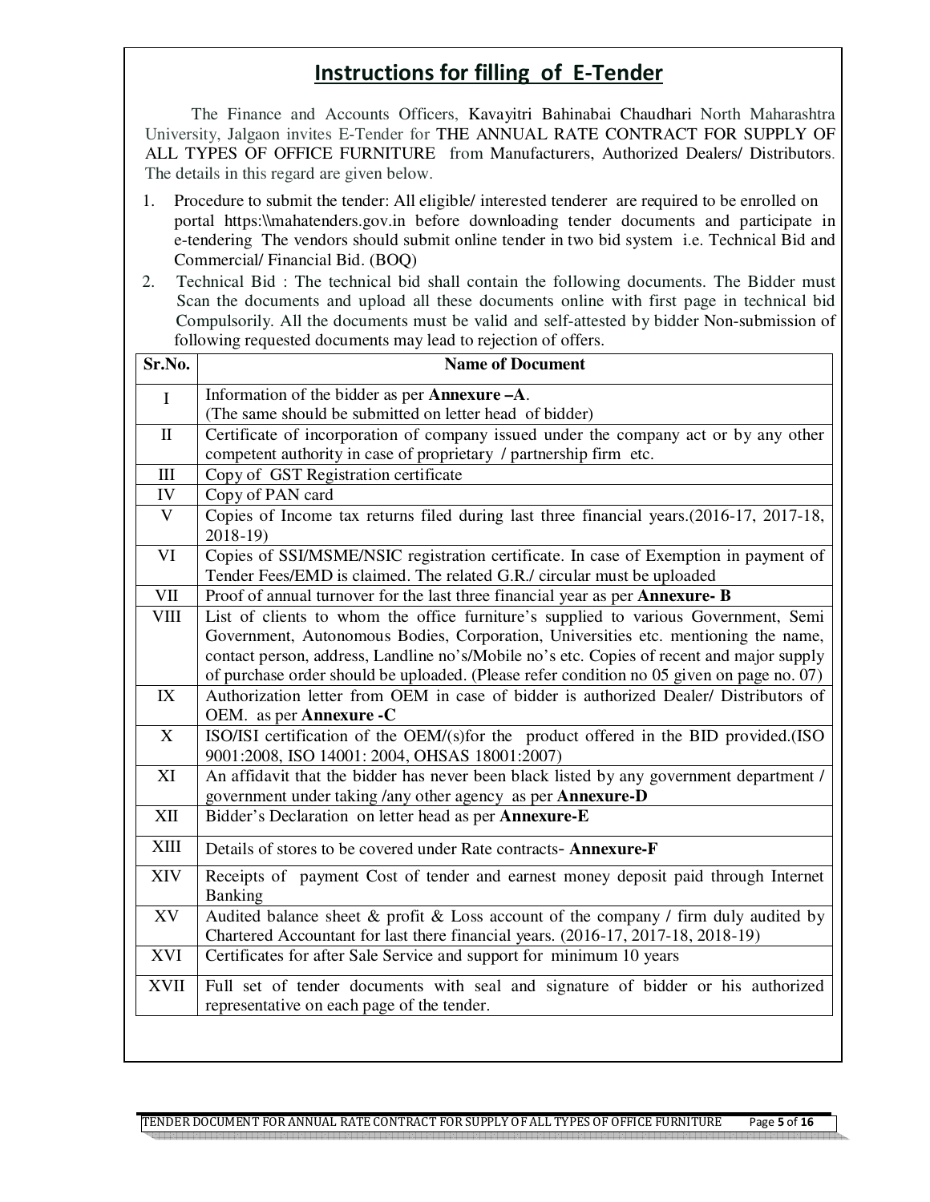# Instructions for filling of E-Tender

The Finance and Accounts Officers, Kavayitri Bahinabai Chaudhari North Maharashtra University, Jalgaon invites E-Tender for THE ANNUAL RATE CONTRACT FOR SUPPLY OF ALL TYPES OF OFFICE FURNITURE from Manufacturers, Authorized Dealers/ Distributors. The details in this regard are given below.

1. Procedure to submit the tender: All eligible/ interested tenderer are required to be enrolled on portal https:\\mahatenders.gov.in before downloading tender documents and participate in e-tendering The vendors should submit online tender in two bid system i.e. Technical Bid and Commercial/ Financial Bid. (BOQ)
2. Technical Bid : The technical bid shall contain the following documents. The Bidder must Scan the documents and upload all these documents online with first page in technical bid Compulsorily. All the documents must be valid and self-attested by bidder Non-submission of following requested documents may lead to rejection of offers.

| Sr.No. | Name of Document |
|---|---|
| I | Information of the bidder as per **Annexure –A**. (The same should be submitted on letter head of bidder) |
| II | Certificate of incorporation of company issued under the company act or by any other competent authority in case of proprietary / partnership firm etc. |
| III | Copy of GST Registration certificate |
| IV | Copy of PAN card |
| V | Copies of Income tax returns filed during last three financial years.(2016-17, 2017-18, 2018-19) |
| VI | Copies of SSI/MSME/NSIC registration certificate. In case of Exemption in payment of Tender Fees/EMD is claimed. The related G.R./ circular must be uploaded |
| VII | Proof of annual turnover for the last three financial year as per **Annexure- B** |
| VIII | List of clients to whom the office furniture's supplied to various Government, Semi Government, Autonomous Bodies, Corporation, Universities etc. mentioning the name, contact person, address, Landline no's/Mobile no's etc. Copies of recent and major supply of purchase order should be uploaded. (Please refer condition no 05 given on page no. 07) |
| IX | Authorization letter from OEM in case of bidder is authorized Dealer/ Distributors of OEM. as per **Annexure -C** |
| X | ISO/ISI certification of the OEM/(s)for the product offered in the BID provided.(ISO 9001:2008, ISO 14001: 2004, OHSAS 18001:2007) |
| XI | An affidavit that the bidder has never been black listed by any government department / government under taking /any other agency as per **Annexure-D** |
| XII | Bidder's Declaration on letter head as per **Annexure-E** |
| XIII | Details of stores to be covered under Rate contracts- **Annexure-F** |
| XIV | Receipts of payment Cost of tender and earnest money deposit paid through Internet Banking |
| XV | Audited balance sheet & profit & Loss account of the company / firm duly audited by Chartered Accountant for last there financial years. (2016-17, 2017-18, 2018-19) |
| XVI | Certificates for after Sale Service and support for minimum 10 years |
| XVII | Full set of tender documents with seal and signature of bidder or his authorized representative on each page of the tender. |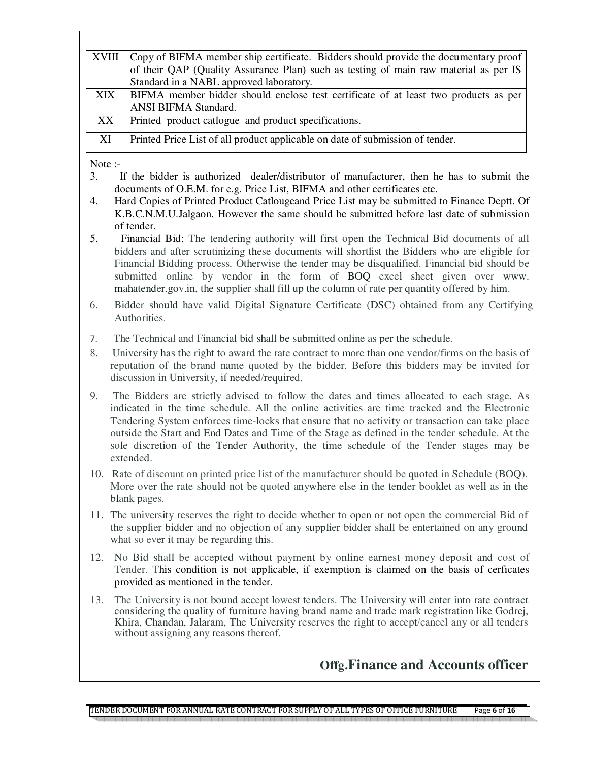| XVIII | Copy of BIFMA member ship certificate. Bidders should provide the documentary proof of their QAP (Quality Assurance Plan) such as testing of main raw material as per IS Standard in a NABL approved laboratory. |
|---|---|
| XIX | BIFMA member bidder should enclose test certificate of at least two products as per ANSI BIFMA Standard. |
| XX | Printed product catlogue and product specifications. |
| XI | Printed Price List of all product applicable on date of submission of tender. |

Note :-

3. If the bidder is authorized dealer/distributor of manufacturer, then he has to submit the documents of O.E.M. for e.g. Price List, BIFMA and other certificates etc.
4. Hard Copies of Printed Product Catlougeand Price List may be submitted to Finance Deptt. Of K.B.C.N.M.U.Jalgaon. However the same should be submitted before last date of submission of tender.
5. Financial Bid: The tendering authority will first open the Technical Bid documents of all bidders and after scrutinizing these documents will shortlist the Bidders who are eligible for Financial Bidding process. Otherwise the tender may be disqualified. Financial bid should be submitted online by vendor in the form of BOQ excel sheet given over www. mahatender.gov.in, the supplier shall fill up the column of rate per quantity offered by him.
6. Bidder should have valid Digital Signature Certificate (DSC) obtained from any Certifying Authorities.
7. The Technical and Financial bid shall be submitted online as per the schedule.
8. University has the right to award the rate contract to more than one vendor/firms on the basis of reputation of the brand name quoted by the bidder. Before this bidders may be invited for discussion in University, if needed/required.
9. The Bidders are strictly advised to follow the dates and times allocated to each stage. As indicated in the time schedule. All the online activities are time tracked and the Electronic Tendering System enforces time-locks that ensure that no activity or transaction can take place outside the Start and End Dates and Time of the Stage as defined in the tender schedule. At the sole discretion of the Tender Authority, the time schedule of the Tender stages may be extended.
10. Rate of discount on printed price list of the manufacturer should be quoted in Schedule (BOQ). More over the rate should not be quoted anywhere else in the tender booklet as well as in the blank pages.
11. The university reserves the right to decide whether to open or not open the commercial Bid of the supplier bidder and no objection of any supplier bidder shall be entertained on any ground what so ever it may be regarding this.
12. No Bid shall be accepted without payment by online earnest money deposit and cost of Tender. This condition is not applicable, if exemption is claimed on the basis of cerficates provided as mentioned in the tender.
13. The University is not bound accept lowest tenders. The University will enter into rate contract considering the quality of furniture having brand name and trade mark registration like Godrej, Khira, Chandan, Jalaram, The University reserves the right to accept/cancel any or all tenders without assigning any reasons thereof.

**Offg.Finance and Accounts officer**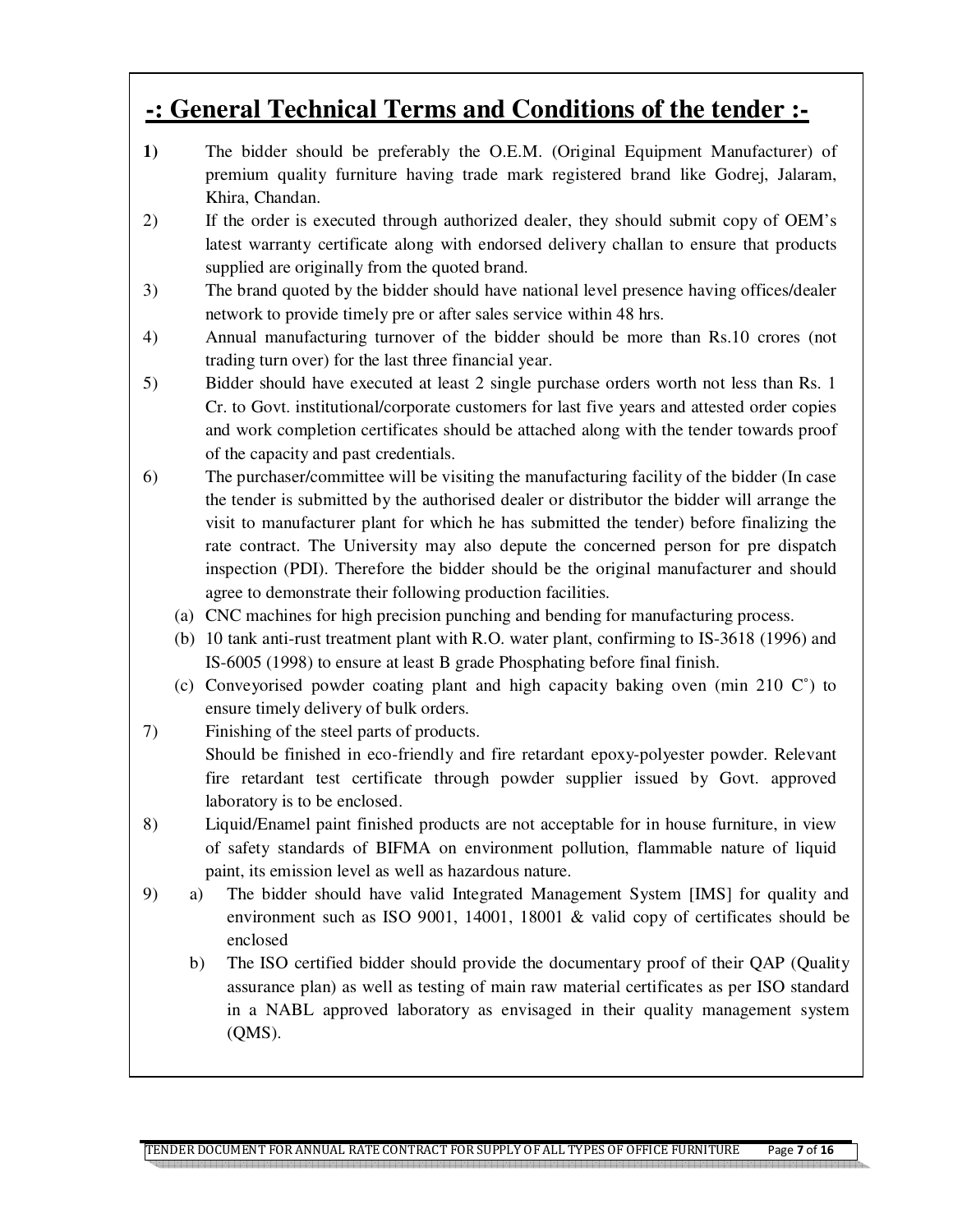# -: General Technical Terms and Conditions of the tender :-

**1)** The bidder should be preferably the O.E.M. (Original Equipment Manufacturer) of premium quality furniture having trade mark registered brand like Godrej, Jalaram, Khira, Chandan.

2) If the order is executed through authorized dealer, they should submit copy of OEM's latest warranty certificate along with endorsed delivery challan to ensure that products supplied are originally from the quoted brand.

3) The brand quoted by the bidder should have national level presence having offices/dealer network to provide timely pre or after sales service within 48 hrs.

4) Annual manufacturing turnover of the bidder should be more than Rs.10 crores (not trading turn over) for the last three financial year.

5) Bidder should have executed at least 2 single purchase orders worth not less than Rs. 1 Cr. to Govt. institutional/corporate customers for last five years and attested order copies and work completion certificates should be attached along with the tender towards proof of the capacity and past credentials.

6) The purchaser/committee will be visiting the manufacturing facility of the bidder (In case the tender is submitted by the authorised dealer or distributor the bidder will arrange the visit to manufacturer plant for which he has submitted the tender) before finalizing the rate contract. The University may also depute the concerned person for pre dispatch inspection (PDI). Therefore the bidder should be the original manufacturer and should agree to demonstrate their following production facilities.

   (a) CNC machines for high precision punching and bending for manufacturing process.
   
   (b) 10 tank anti-rust treatment plant with R.O. water plant, confirming to IS-3618 (1996) and IS-6005 (1998) to ensure at least B grade Phosphating before final finish.
   
   (c) Conveyorised powder coating plant and high capacity baking oven (min 210 C°) to ensure timely delivery of bulk orders.

7) Finishing of the steel parts of products.
   Should be finished in eco-friendly and fire retardant epoxy-polyester powder. Relevant fire retardant test certificate through powder supplier issued by Govt. approved laboratory is to be enclosed.

8) Liquid/Enamel paint finished products are not acceptable for in house furniture, in view of safety standards of BIFMA on environment pollution, flammable nature of liquid paint, its emission level as well as hazardous nature.

9) a) The bidder should have valid Integrated Management System [IMS] for quality and environment such as ISO 9001, 14001, 18001 & valid copy of certificates should be enclosed

   b) The ISO certified bidder should provide the documentary proof of their QAP (Quality assurance plan) as well as testing of main raw material certificates as per ISO standard in a NABL approved laboratory as envisaged in their quality management system (QMS).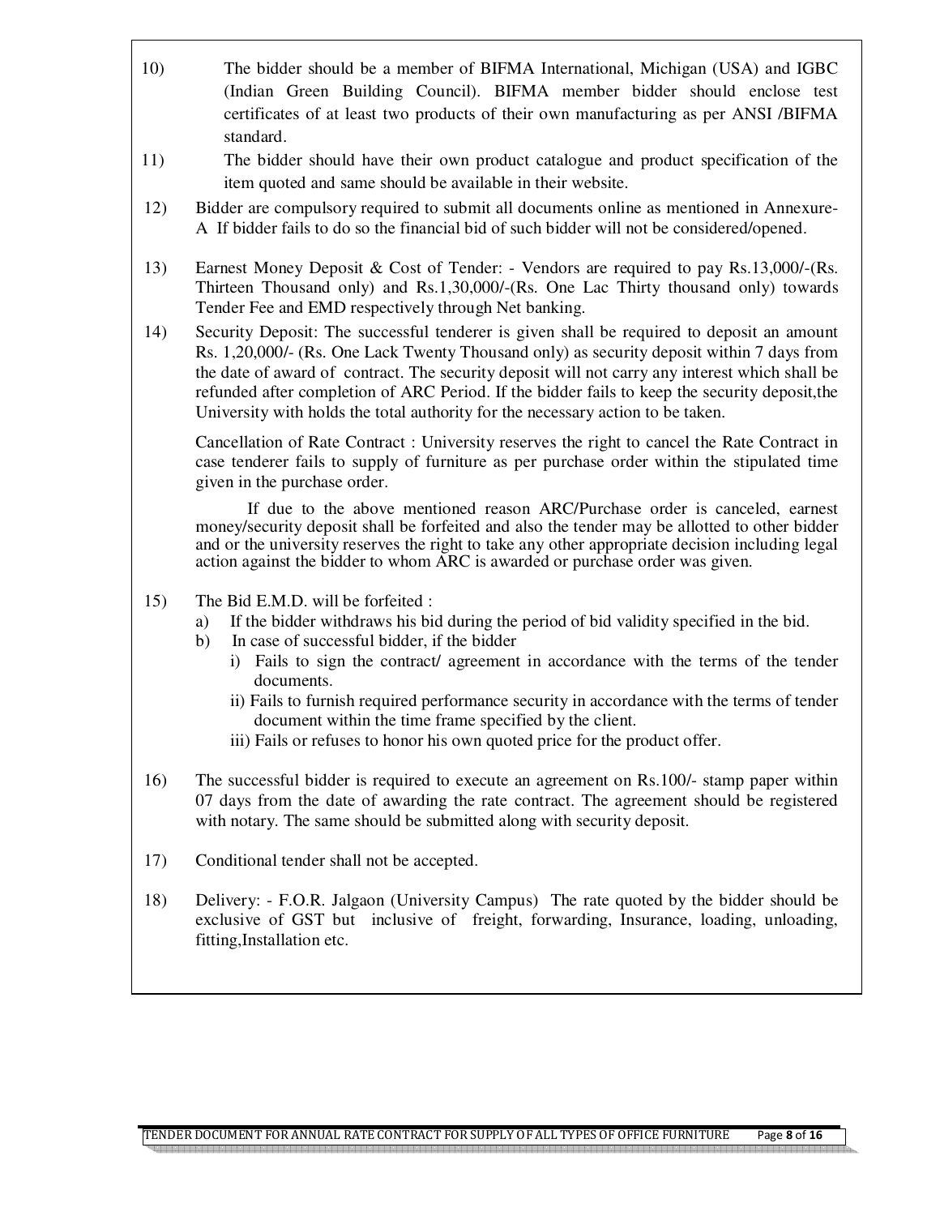10) The bidder should be a member of BIFMA International, Michigan (USA) and IGBC (Indian Green Building Council). BIFMA member bidder should enclose test certificates of at least two products of their own manufacturing as per ANSI /BIFMA standard.

11) The bidder should have their own product catalogue and product specification of the item quoted and same should be available in their website.

12) Bidder are compulsory required to submit all documents online as mentioned in Annexure-A If bidder fails to do so the financial bid of such bidder will not be considered/opened.

13) Earnest Money Deposit & Cost of Tender: - Vendors are required to pay Rs.13,000/-(Rs. Thirteen Thousand only) and Rs.1,30,000/-(Rs. One Lac Thirty thousand only) towards Tender Fee and EMD respectively through Net banking.

14) Security Deposit: The successful tenderer is given shall be required to deposit an amount Rs. 1,20,000/- (Rs. One Lack Twenty Thousand only) as security deposit within 7 days from the date of award of contract. The security deposit will not carry any interest which shall be refunded after completion of ARC Period. If the bidder fails to keep the security deposit,the University with holds the total authority for the necessary action to be taken.

    Cancellation of Rate Contract : University reserves the right to cancel the Rate Contract in case tenderer fails to supply of furniture as per purchase order within the stipulated time given in the purchase order.

    If due to the above mentioned reason ARC/Purchase order is canceled, earnest money/security deposit shall be forfeited and also the tender may be allotted to other bidder and or the university reserves the right to take any other appropriate decision including legal action against the bidder to whom ARC is awarded or purchase order was given.

15) The Bid E.M.D. will be forfeited :
    a) If the bidder withdraws his bid during the period of bid validity specified in the bid.
    b) In case of successful bidder, if the bidder
        i) Fails to sign the contract/ agreement in accordance with the terms of the tender documents.
        ii) Fails to furnish required performance security in accordance with the terms of tender document within the time frame specified by the client.
        iii) Fails or refuses to honor his own quoted price for the product offer.

16) The successful bidder is required to execute an agreement on Rs.100/- stamp paper within 07 days from the date of awarding the rate contract. The agreement should be registered with notary. The same should be submitted along with security deposit.

17) Conditional tender shall not be accepted.

18) Delivery: - F.O.R. Jalgaon (University Campus) The rate quoted by the bidder should be exclusive of GST but inclusive of freight, forwarding, Insurance, loading, unloading, fitting,Installation etc.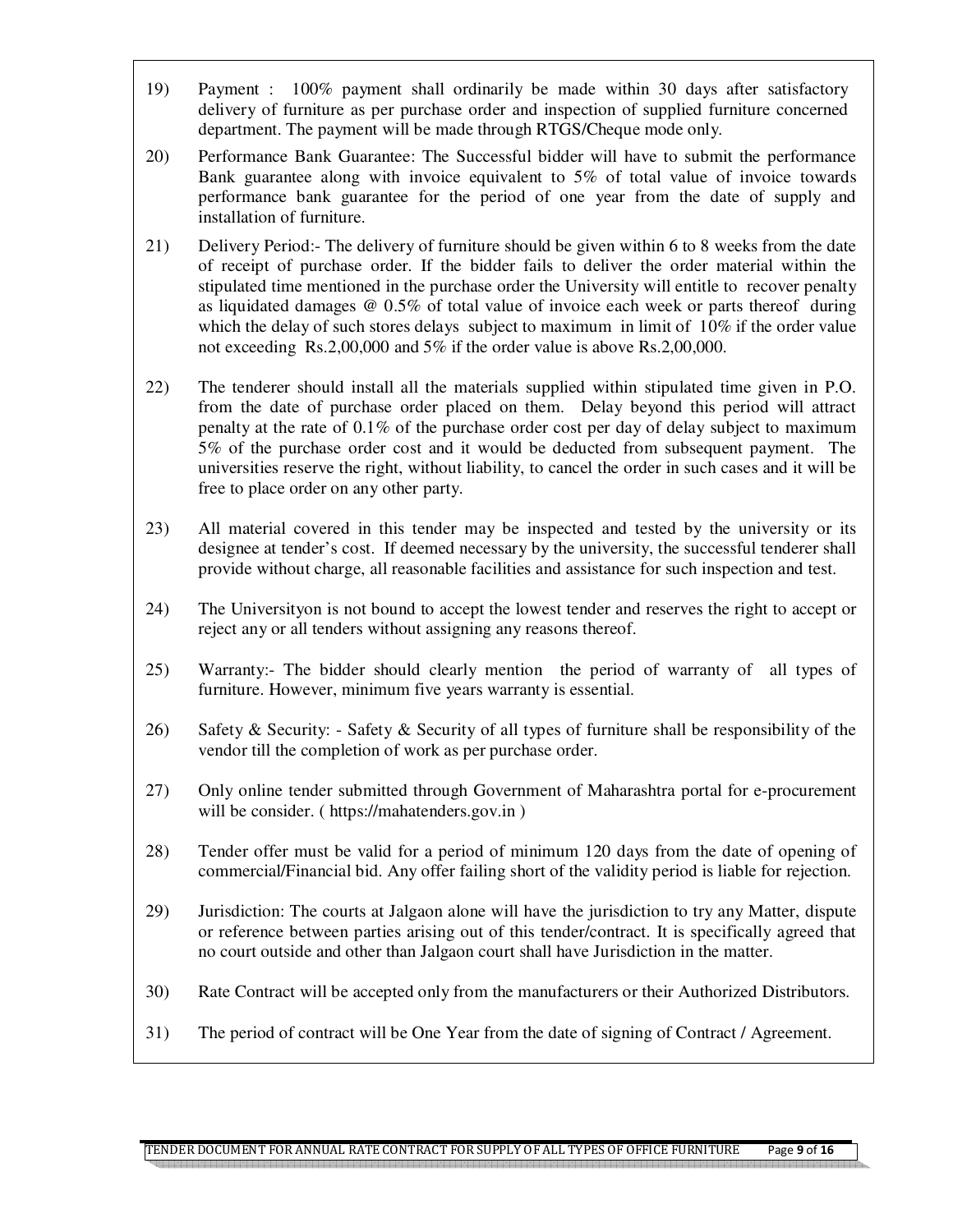19) Payment : 100% payment shall ordinarily be made within 30 days after satisfactory delivery of furniture as per purchase order and inspection of supplied furniture concerned department. The payment will be made through RTGS/Cheque mode only.

20) Performance Bank Guarantee: The Successful bidder will have to submit the performance Bank guarantee along with invoice equivalent to 5% of total value of invoice towards performance bank guarantee for the period of one year from the date of supply and installation of furniture.

21) Delivery Period:- The delivery of furniture should be given within 6 to 8 weeks from the date of receipt of purchase order. If the bidder fails to deliver the order material within the stipulated time mentioned in the purchase order the University will entitle to recover penalty as liquidated damages @ 0.5% of total value of invoice each week or parts thereof during which the delay of such stores delays subject to maximum in limit of 10% if the order value not exceeding Rs.2,00,000 and 5% if the order value is above Rs.2,00,000.

22) The tenderer should install all the materials supplied within stipulated time given in P.O. from the date of purchase order placed on them. Delay beyond this period will attract penalty at the rate of 0.1% of the purchase order cost per day of delay subject to maximum 5% of the purchase order cost and it would be deducted from subsequent payment. The universities reserve the right, without liability, to cancel the order in such cases and it will be free to place order on any other party.

23) All material covered in this tender may be inspected and tested by the university or its designee at tender's cost. If deemed necessary by the university, the successful tenderer shall provide without charge, all reasonable facilities and assistance for such inspection and test.

24) The Universityon is not bound to accept the lowest tender and reserves the right to accept or reject any or all tenders without assigning any reasons thereof.

25) Warranty:- The bidder should clearly mention the period of warranty of all types of furniture. However, minimum five years warranty is essential.

26) Safety & Security: - Safety & Security of all types of furniture shall be responsibility of the vendor till the completion of work as per purchase order.

27) Only online tender submitted through Government of Maharashtra portal for e-procurement will be consider. ( https://mahatenders.gov.in )

28) Tender offer must be valid for a period of minimum 120 days from the date of opening of commercial/Financial bid. Any offer failing short of the validity period is liable for rejection.

29) Jurisdiction: The courts at Jalgaon alone will have the jurisdiction to try any Matter, dispute or reference between parties arising out of this tender/contract. It is specifically agreed that no court outside and other than Jalgaon court shall have Jurisdiction in the matter.

30) Rate Contract will be accepted only from the manufacturers or their Authorized Distributors.

31) The period of contract will be One Year from the date of signing of Contract / Agreement.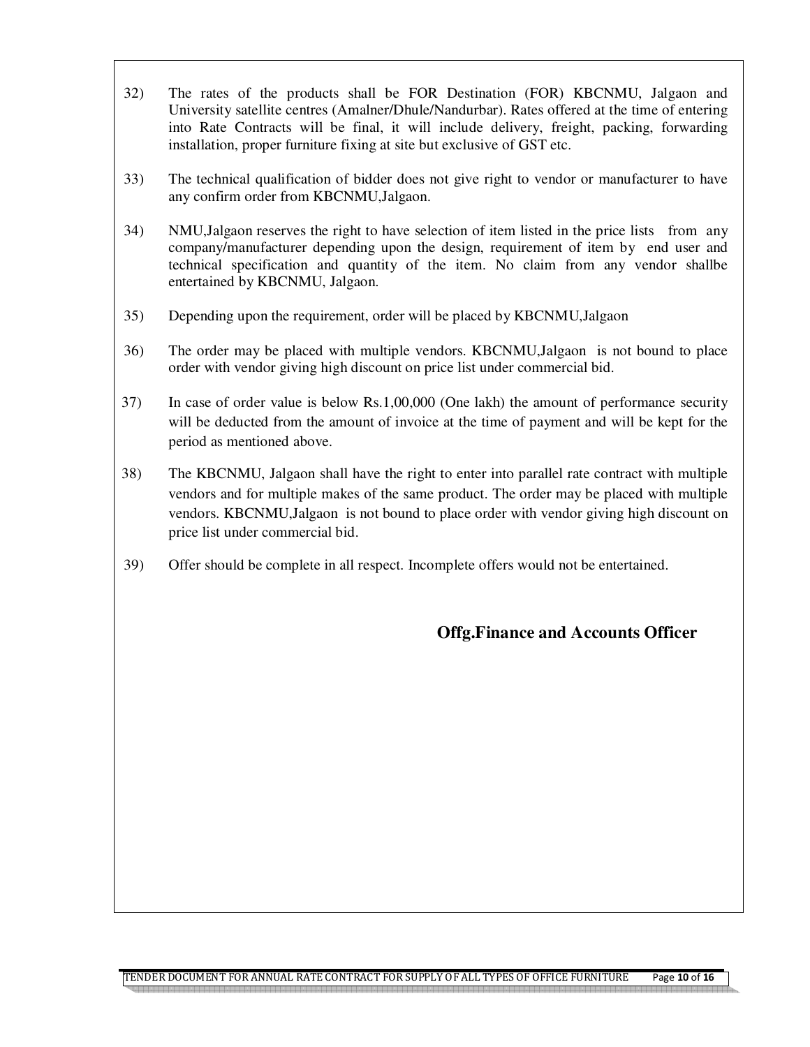32) The rates of the products shall be FOR Destination (FOR) KBCNMU, Jalgaon and University satellite centres (Amalner/Dhule/Nandurbar). Rates offered at the time of entering into Rate Contracts will be final, it will include delivery, freight, packing, forwarding installation, proper furniture fixing at site but exclusive of GST etc.

33) The technical qualification of bidder does not give right to vendor or manufacturer to have any confirm order from KBCNMU,Jalgaon.

34) NMU,Jalgaon reserves the right to have selection of item listed in the price lists from any company/manufacturer depending upon the design, requirement of item by end user and technical specification and quantity of the item. No claim from any vendor shallbe entertained by KBCNMU, Jalgaon.

35) Depending upon the requirement, order will be placed by KBCNMU,Jalgaon

36) The order may be placed with multiple vendors. KBCNMU,Jalgaon is not bound to place order with vendor giving high discount on price list under commercial bid.

37) In case of order value is below Rs.1,00,000 (One lakh) the amount of performance security will be deducted from the amount of invoice at the time of payment and will be kept for the period as mentioned above.

38) The KBCNMU, Jalgaon shall have the right to enter into parallel rate contract with multiple vendors and for multiple makes of the same product. The order may be placed with multiple vendors. KBCNMU,Jalgaon is not bound to place order with vendor giving high discount on price list under commercial bid.

39) Offer should be complete in all respect. Incomplete offers would not be entertained.

**Offg.Finance and Accounts Officer**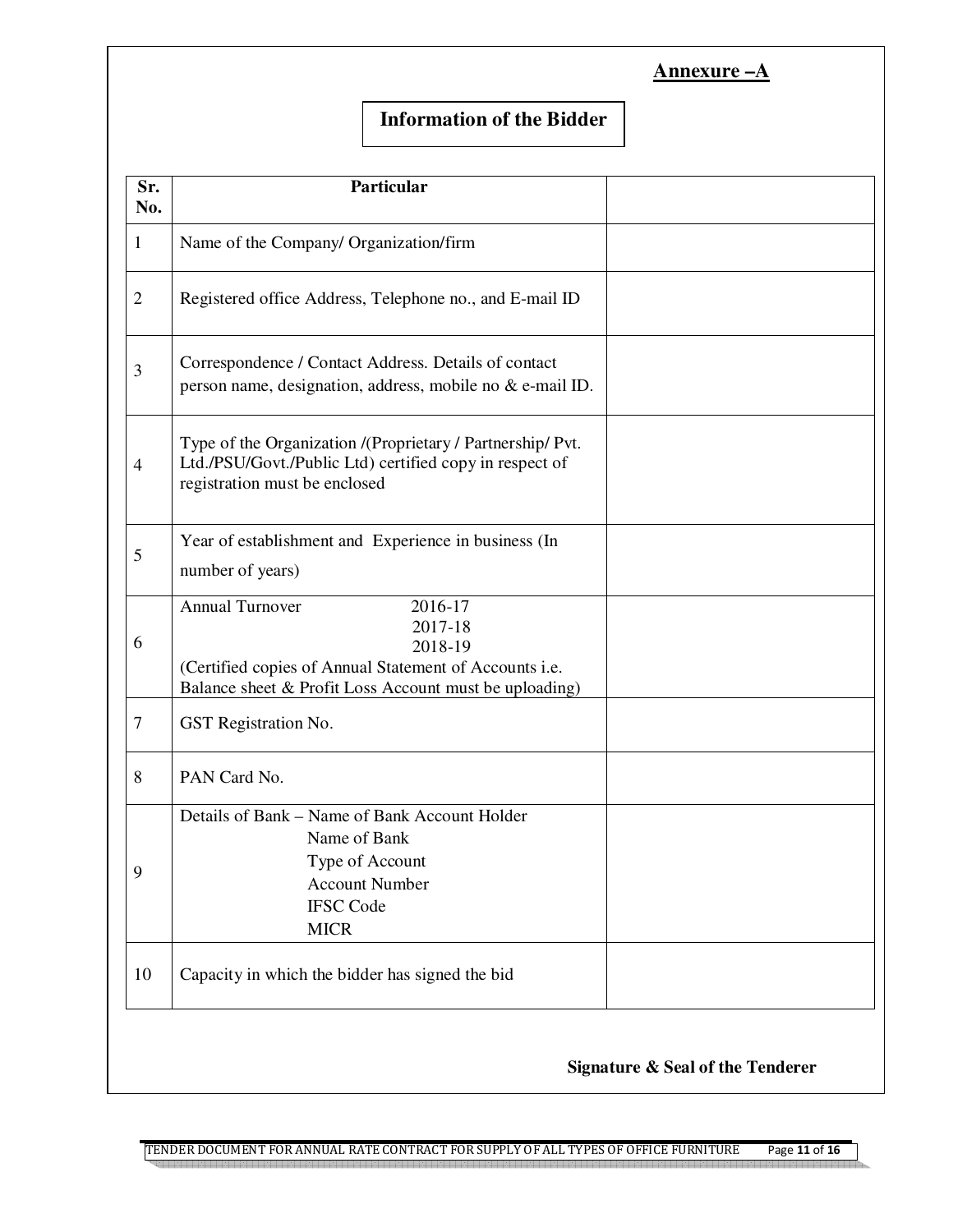**Annexure –A**

## Information of the Bidder

| Sr. No. | Particular | |
|---|---|---|
| 1 | Name of the Company/ Organization/firm | |
| 2 | Registered office Address, Telephone no., and E-mail ID | |
| 3 | Correspondence / Contact Address. Details of contact person name, designation, address, mobile no & e-mail ID. | |
| 4 | Type of the Organization /(Proprietary / Partnership/ Pvt. Ltd./PSU/Govt./Public Ltd) certified copy in respect of registration must be enclosed | |
| 5 | Year of establishment and Experience in business (In number of years) | |
| 6 | Annual Turnover 2016-17<br>2017-18<br>2018-19<br>(Certified copies of Annual Statement of Accounts i.e. Balance sheet & Profit Loss Account must be uploading) | |
| 7 | GST Registration No. | |
| 8 | PAN Card No. | |
| 9 | Details of Bank – Name of Bank Account Holder<br>Name of Bank<br>Type of Account<br>Account Number<br>IFSC Code<br>MICR | |
| 10 | Capacity in which the bidder has signed the bid | |

**Signature & Seal of the Tenderer**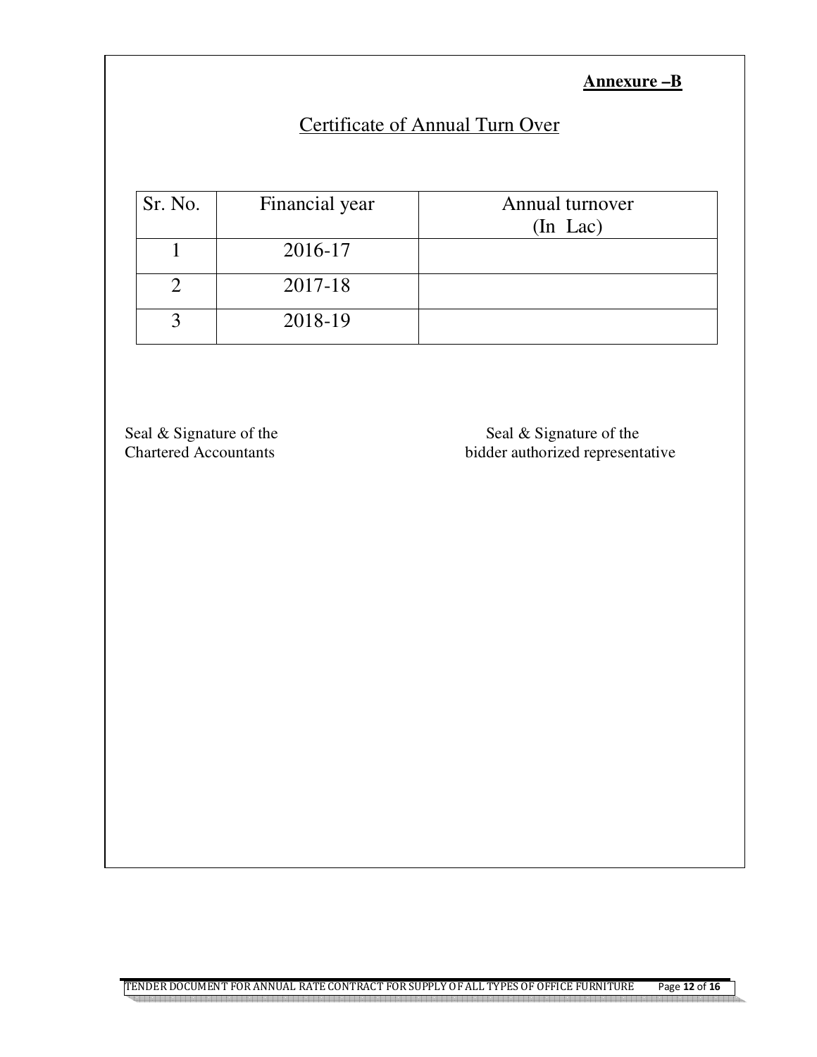**Annexure –B**

## Certificate of Annual Turn Over

| Sr. No. | Financial year | Annual turnover (In Lac) |
|---|---|---|
| 1 | 2016-17 | |
| 2 | 2017-18 | |
| 3 | 2018-19 | |

Seal & Signature of the
Chartered Accountants

Seal & Signature of the
bidder authorized representative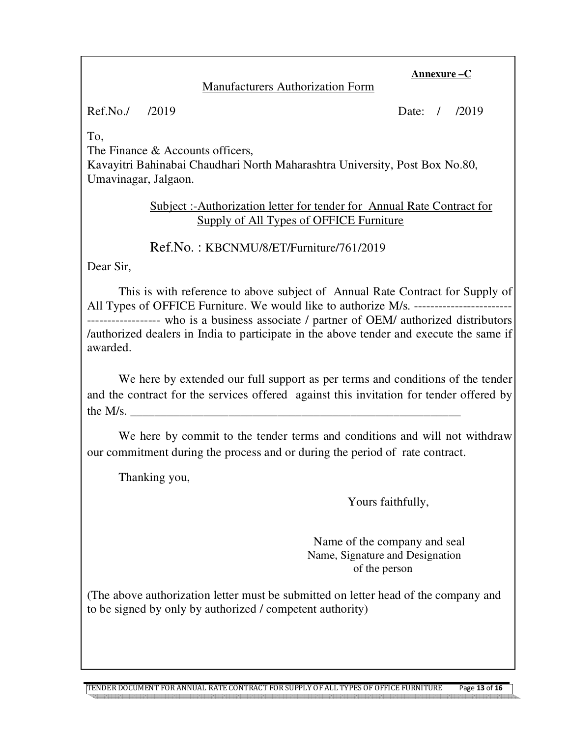**Annexure –C**

Manufacturers Authorization Form

Ref.No./ /2019 Date: / /2019

To,
The Finance & Accounts officers,
Kavayitri Bahinabai Chaudhari North Maharashtra University, Post Box No.80, Umavinagar, Jalgaon.

Subject :-Authorization letter for tender for Annual Rate Contract for Supply of All Types of OFFICE Furniture

Ref.No. : KBCNMU/8/ET/Furniture/761/2019

Dear Sir,

This is with reference to above subject of Annual Rate Contract for Supply of All Types of OFFICE Furniture. We would like to authorize M/s. ------------------------------------------- who is a business associate / partner of OEM/ authorized distributors /authorized dealers in India to participate in the above tender and execute the same if awarded.

We here by extended our full support as per terms and conditions of the tender and the contract for the services offered against this invitation for tender offered by the M/s. ________________________________________________________

We here by commit to the tender terms and conditions and will not withdraw our commitment during the process and or during the period of rate contract.

Thanking you,

Yours faithfully,

Name of the company and seal
Name, Signature and Designation of the person

(The above authorization letter must be submitted on letter head of the company and to be signed by only by authorized / competent authority)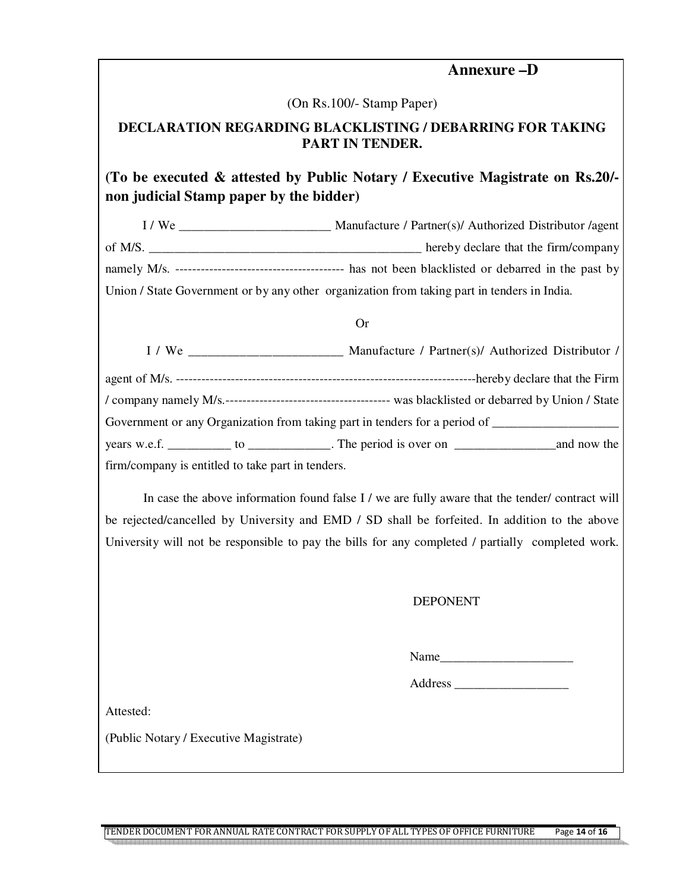## Annexure –D

(On Rs.100/- Stamp Paper)

**DECLARATION REGARDING BLACKLISTING / DEBARRING FOR TAKING PART IN TENDER.**

**(To be executed & attested by Public Notary / Executive Magistrate on Rs.20/- non judicial Stamp paper by the bidder)**

I / We ________________________ Manufacture / Partner(s)/ Authorized Distributor /agent of M/S. ____________________________________________ hereby declare that the firm/company namely M/s. ---------------------------------------- has not been blacklisted or debarred in the past by Union / State Government or by any other organization from taking part in tenders in India.

Or

I / We ________________________ Manufacture / Partner(s)/ Authorized Distributor / agent of M/s. ------------------------------------------------------------------------hereby declare that the Firm / company namely M/s.--------------------------------------- was blacklisted or debarred by Union / State Government or any Organization from taking part in tenders for a period of ____________________ years w.e.f. __________ to _____________. The period is over on ________________and now the firm/company is entitled to take part in tenders.

In case the above information found false I / we are fully aware that the tender/ contract will be rejected/cancelled by University and EMD / SD shall be forfeited. In addition to the above University will not be responsible to pay the bills for any completed / partially completed work.

DEPONENT

Name______________________

Address __________________

Attested:

(Public Notary / Executive Magistrate)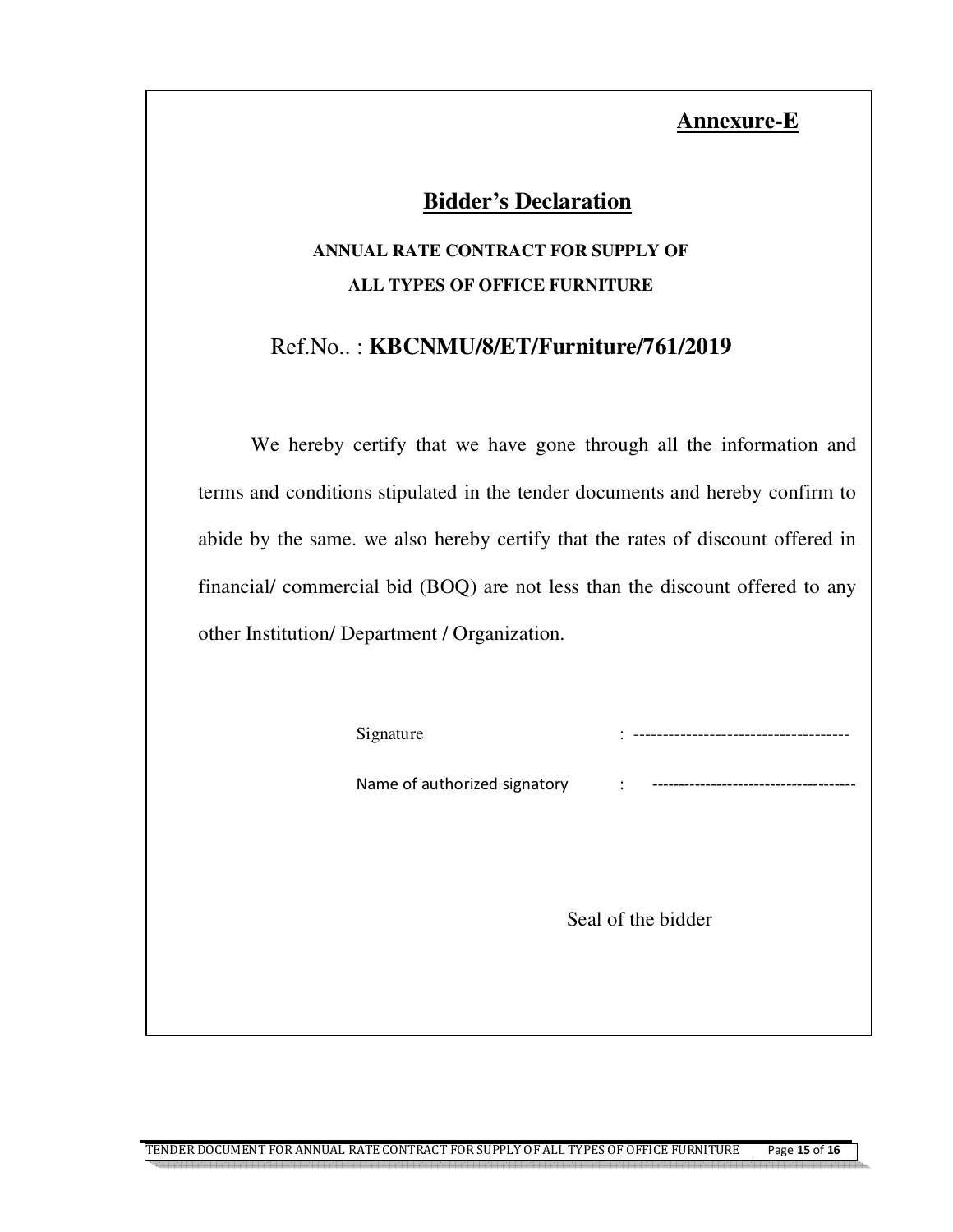**Annexure-E**

# Bidder's Declaration

**ANNUAL RATE CONTRACT FOR SUPPLY OF**
**ALL TYPES OF OFFICE FURNITURE**

Ref.No.. : **KBCNMU/8/ET/Furniture/761/2019**

We hereby certify that we have gone through all the information and terms and conditions stipulated in the tender documents and hereby confirm to abide by the same. we also hereby certify that the rates of discount offered in financial/ commercial bid (BOQ) are not less than the discount offered to any other Institution/ Department / Organization.

Signature : -------------------------------------

Name of authorized signatory : -------------------------------------

Seal of the bidder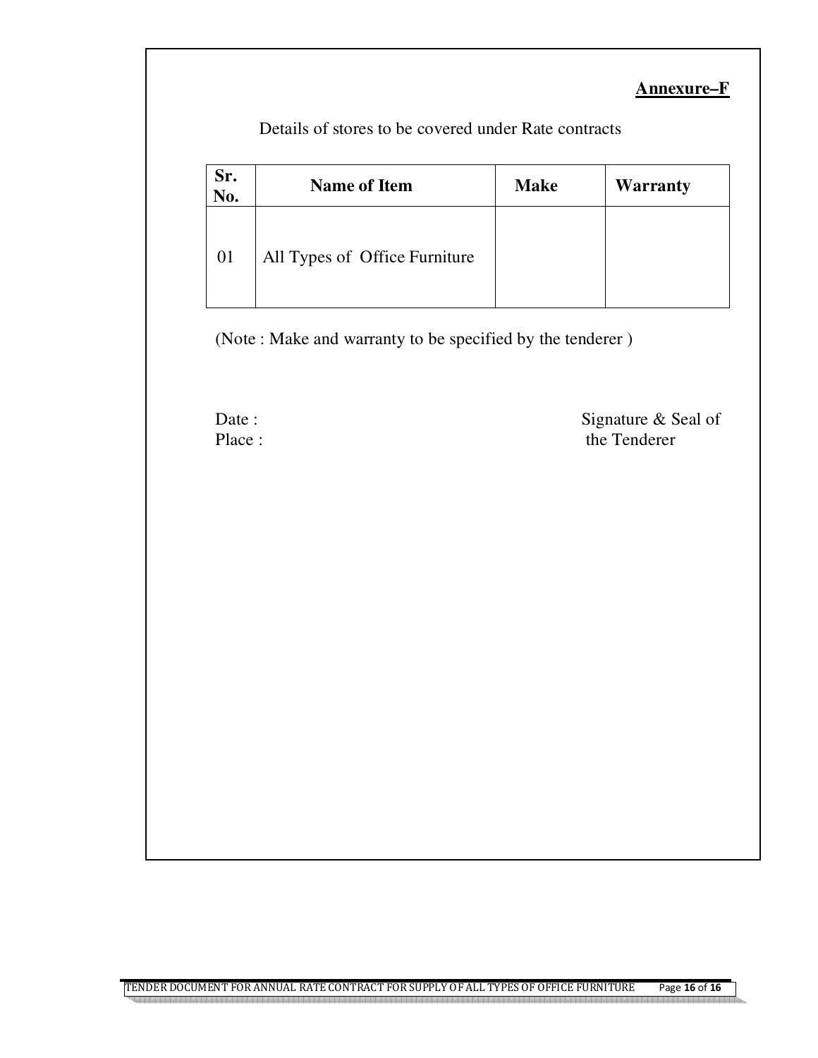**Annexure–F**

Details of stores to be covered under Rate contracts

| Sr. No. | Name of Item | Make | Warranty |
|---|---|---|---|
| 01 | All Types of Office Furniture | | |

(Note : Make and warranty to be specified by the tenderer )

Date :

Place :

Signature & Seal of the Tenderer